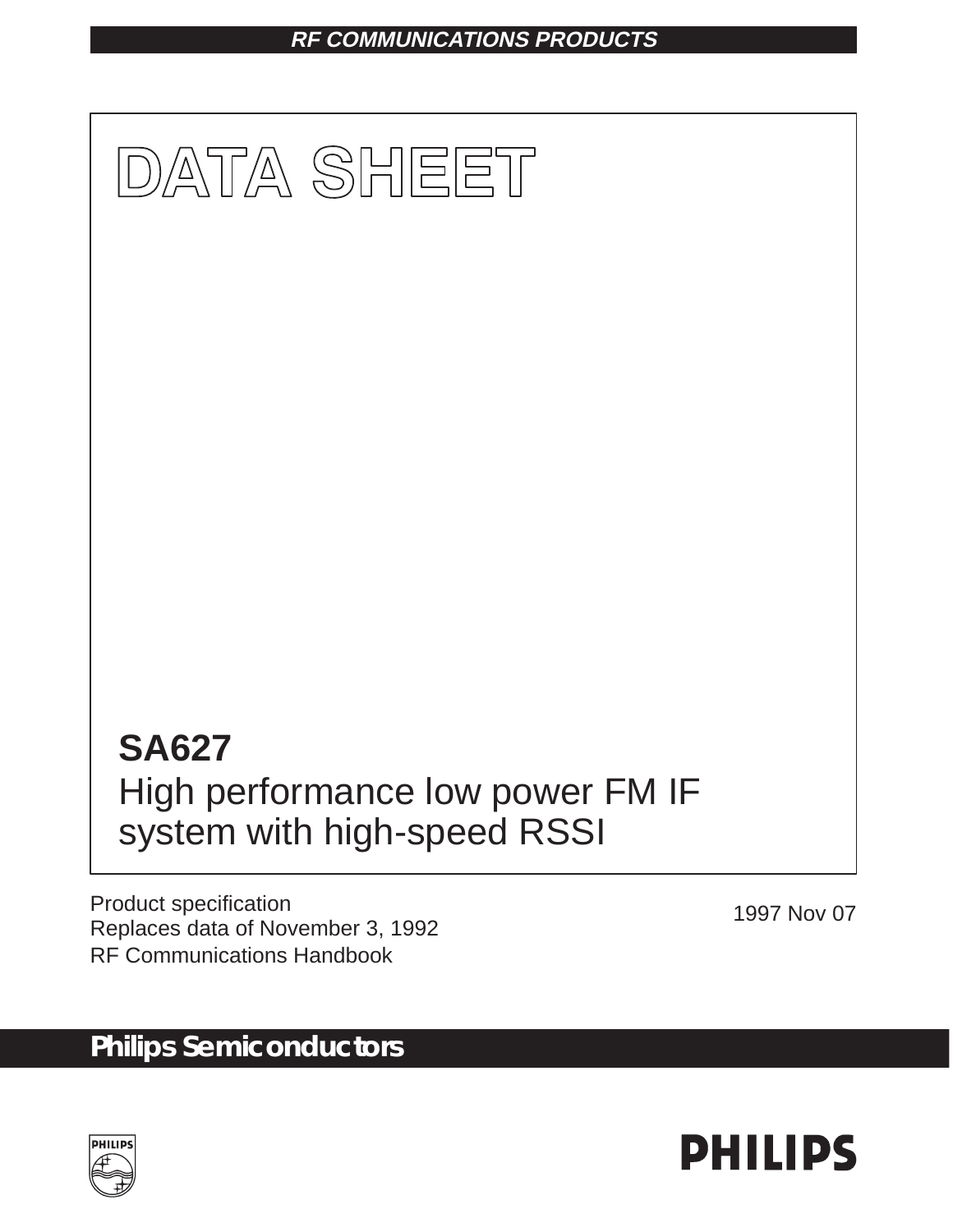RF COMMUNICATIONS PRODUCTS

# DATA SHEET

## SA627
## High performance low power FM IF system with high-speed RSSI

Product specification
Replaces data of November 3, 1992
RF Communications Handbook

1997 Nov 07

**Philips Semiconductors**

PHILIPS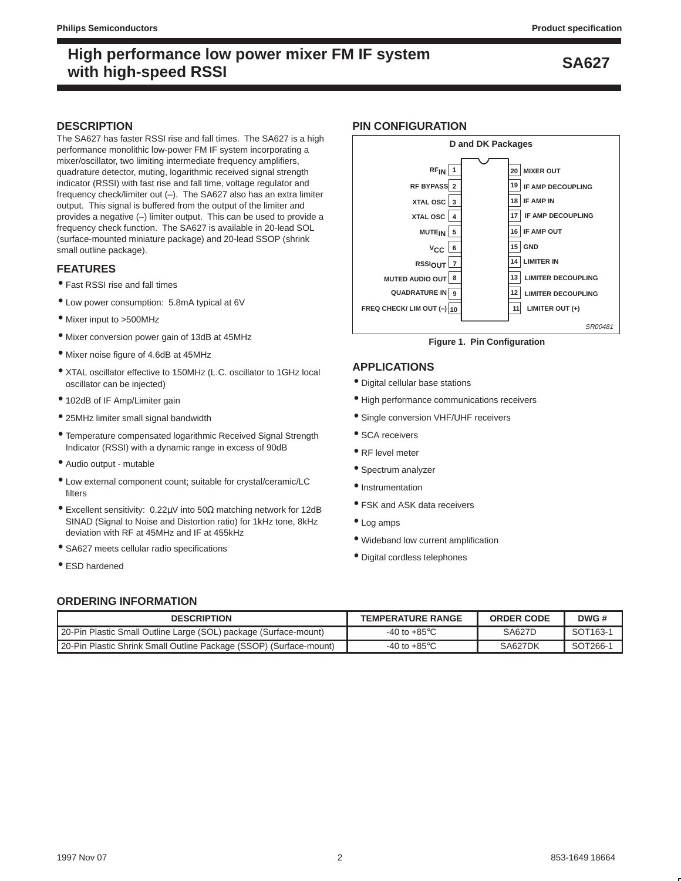# High performance low power mixer FM IF system with high-speed RSSI

# SA627

## DESCRIPTION

The SA627 has faster RSSI rise and fall times. The SA627 is a high performance monolithic low-power FM IF system incorporating a mixer/oscillator, two limiting intermediate frequency amplifiers, quadrature detector, muting, logarithmic received signal strength indicator (RSSI) with fast rise and fall time, voltage regulator and frequency check/limiter out (–). The SA627 also has an extra limiter output. This signal is buffered from the output of the limiter and provides a negative (–) limiter output. This can be used to provide a frequency check function. The SA627 is available in 20-lead SOL (surface-mounted miniature package) and 20-lead SSOP (shrink small outline package).

## FEATURES

- Fast RSSI rise and fall times
- Low power consumption: 5.8mA typical at 6V
- Mixer input to >500MHz
- Mixer conversion power gain of 13dB at 45MHz
- Mixer noise figure of 4.6dB at 45MHz
- XTAL oscillator effective to 150MHz (L.C. oscillator to 1GHz local oscillator can be injected)
- 102dB of IF Amp/Limiter gain
- 25MHz limiter small signal bandwidth
- Temperature compensated logarithmic Received Signal Strength Indicator (RSSI) with a dynamic range in excess of 90dB
- Audio output - mutable
- Low external component count; suitable for crystal/ceramic/LC filters
- Excellent sensitivity: 0.22μV into 50Ω matching network for 12dB SINAD (Signal to Noise and Distortion ratio) for 1kHz tone, 8kHz deviation with RF at 45MHz and IF at 455kHz
- SA627 meets cellular radio specifications
- ESD hardened

## PIN CONFIGURATION

D and DK Packages

| Pin | Name | Pin | Name |
|---|---|---|---|
| 1 | $RF_{IN}$ | 20 | MIXER OUT |
| 2 | RF BYPASS | 19 | IF AMP DECOUPLING |
| 3 | XTAL OSC | 18 | IF AMP IN |
| 4 | XTAL OSC | 17 | IF AMP DECOUPLING |
| 5 | $MUTE_{IN}$ | 16 | IF AMP OUT |
| 6 | $V_{CC}$ | 15 | GND |
| 7 | $RSSI_{OUT}$ | 14 | LIMITER IN |
| 8 | MUTED AUDIO OUT | 13 | LIMITER DECOUPLING |
| 9 | QUADRATURE IN | 12 | LIMITER DECOUPLING |
| 10 | FREQ CHECK/ LIM OUT (–) | 11 | LIMITER OUT (+) |

SR00481

**Figure 1. Pin Configuration**

## APPLICATIONS

- Digital cellular base stations
- High performance communications receivers
- Single conversion VHF/UHF receivers
- SCA receivers
- RF level meter
- Spectrum analyzer
- Instrumentation
- FSK and ASK data receivers
- Log amps
- Wideband low current amplification
- Digital cordless telephones

## ORDERING INFORMATION

| DESCRIPTION | TEMPERATURE RANGE | ORDER CODE | DWG # |
|---|---|---|---|
| 20-Pin Plastic Small Outline Large (SOL) package (Surface-mount) | -40 to +85°C | SA627D | SOT163-1 |
| 20-Pin Plastic Shrink Small Outline Package (SSOP) (Surface-mount) | -40 to +85°C | SA627DK | SOT266-1 |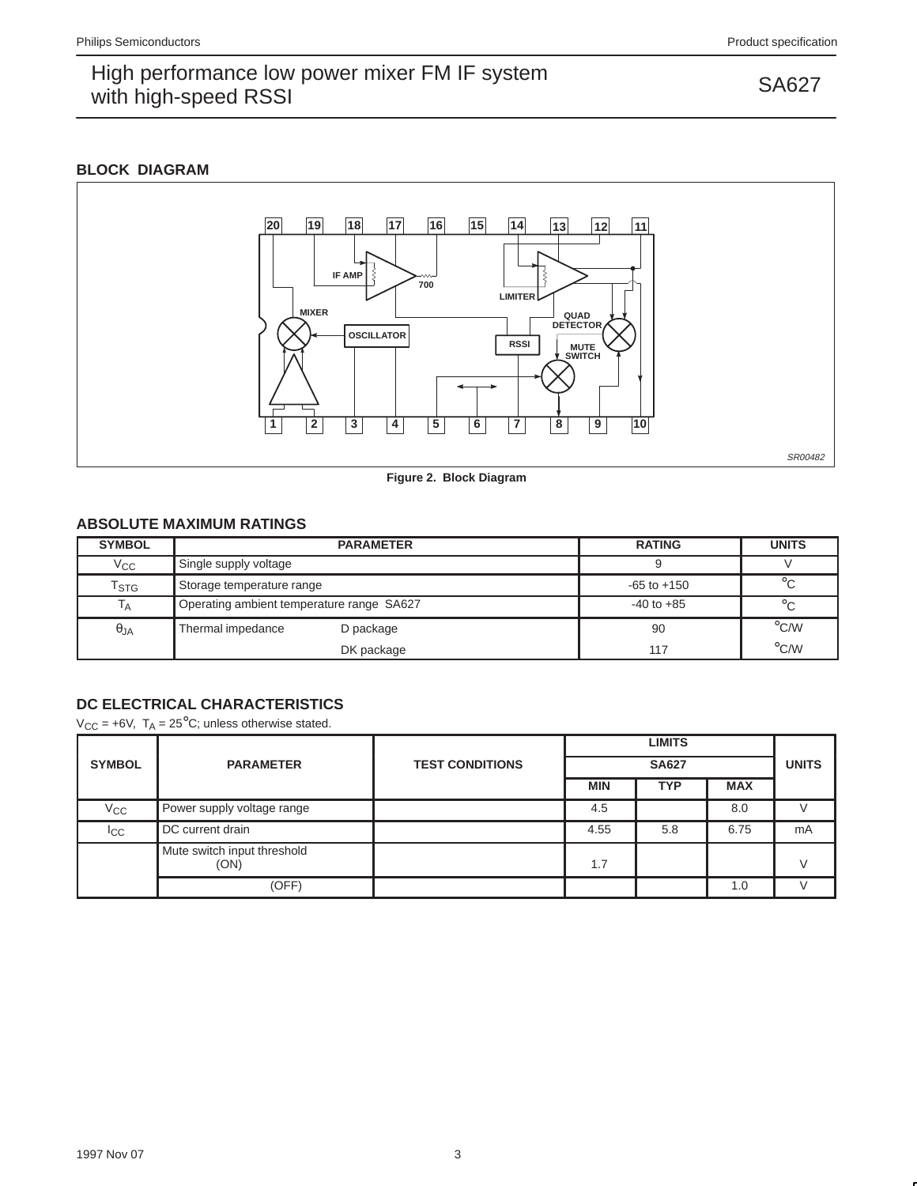## BLOCK DIAGRAM

Figure 2. Block Diagram

## ABSOLUTE MAXIMUM RATINGS

| SYMBOL | PARAMETER | | RATING | UNITS |
|---|---|---|---|---|
| $V_{CC}$ | Single supply voltage | | 9 | V |
| $T_{STG}$ | Storage temperature range | | -65 to +150 | °C |
| $T_A$ | Operating ambient temperature range SA627 | | -40 to +85 | °C |
| $\theta_{JA}$ | Thermal impedance | D package | 90 | °C/W |
| | | DK package | 117 | °C/W |

## DC ELECTRICAL CHARACTERISTICS

$V_{CC}$ = +6V, $T_A$ = 25°C; unless otherwise stated.

| SYMBOL | PARAMETER | TEST CONDITIONS | LIMITS | | | UNITS |
|---|---|---|---|---|---|---|
| | | | SA627 | | | |
| | | | MIN | TYP | MAX | |
| $V_{CC}$ | Power supply voltage range | | 4.5 | | 8.0 | V |
| $I_{CC}$ | DC current drain | | 4.55 | 5.8 | 6.75 | mA |
| | Mute switch input threshold (ON) | | 1.7 | | | V |
| | (OFF) | | | | 1.0 | V |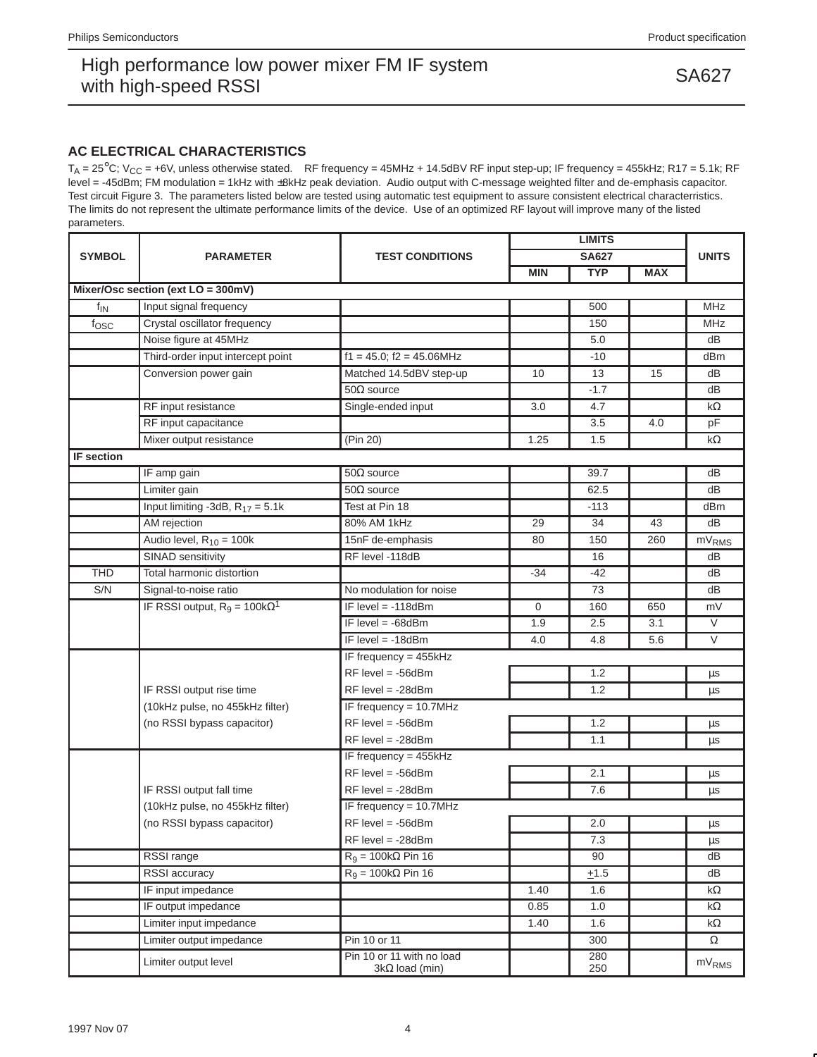## AC ELECTRICAL CHARACTERISTICS

$T_A$ = 25°C; $V_{CC}$ = +6V, unless otherwise stated. RF frequency = 45MHz + 14.5dBV RF input step-up; IF frequency = 455kHz; R17 = 5.1k; RF level = -45dBm; FM modulation = 1kHz with ±8kHz peak deviation. Audio output with C-message weighted filter and de-emphasis capacitor. Test circuit Figure 3. The parameters listed below are tested using automatic test equipment to assure consistent electrical characteristics. The limits do not represent the ultimate performance limits of the device. Use of an optimized RF layout will improve many of the listed parameters.

| SYMBOL | PARAMETER | TEST CONDITIONS | LIMITS SA627 | | | UNITS |
|---|---|---|---|---|---|---|
| | | | MIN | TYP | MAX | |
| **Mixer/Osc section (ext LO = 300mV)** | | | | | | |
| $f_{IN}$ | Input signal frequency | | | 500 | | MHz |
| $f_{OSC}$ | Crystal oscillator frequency | | | 150 | | MHz |
| | Noise figure at 45MHz | | | 5.0 | | dB |
| | Third-order input intercept point | f1 = 45.0; f2 = 45.06MHz | | -10 | | dBm |
| | Conversion power gain | Matched 14.5dBV step-up | 10 | 13 | 15 | dB |
| | | 50Ω source | | -1.7 | | dB |
| | RF input resistance | Single-ended input | 3.0 | 4.7 | | kΩ |
| | RF input capacitance | | | 3.5 | 4.0 | pF |
| | Mixer output resistance | (Pin 20) | 1.25 | 1.5 | | kΩ |
| **IF section** | | | | | | |
| | IF amp gain | 50Ω source | | 39.7 | | dB |
| | Limiter gain | 50Ω source | | 62.5 | | dB |
| | Input limiting -3dB, $R_{17}$ = 5.1k | Test at Pin 18 | | -113 | | dBm |
| | AM rejection | 80% AM 1kHz | 29 | 34 | 43 | dB |
| | Audio level, $R_{10}$ = 100k | 15nF de-emphasis | 80 | 150 | 260 | $mV_{RMS}$ |
| | SINAD sensitivity | RF level -118dB | | 16 | | dB |
| THD | Total harmonic distortion | | -34 | -42 | | dB |
| S/N | Signal-to-noise ratio | No modulation for noise | | 73 | | dB |
| | IF RSSI output, $R_9$ = 100kΩ[1] | IF level = -118dBm | 0 | 160 | 650 | mV |
| | | IF level = -68dBm | 1.9 | 2.5 | 3.1 | V |
| | | IF level = -18dBm | 4.0 | 4.8 | 5.6 | V |
| | IF RSSI output rise time (10kHz pulse, no 455kHz filter) (no RSSI bypass capacitor) | IF frequency = 455kHz | | | | |
| | | RF level = -56dBm | | 1.2 | | µs |
| | | RF level = -28dBm | | 1.2 | | µs |
| | | IF frequency = 10.7MHz | | | | |
| | | RF level = -56dBm | | 1.2 | | µs |
| | | RF level = -28dBm | | 1.1 | | µs |
| | IF RSSI output fall time (10kHz pulse, no 455kHz filter) (no RSSI bypass capacitor) | IF frequency = 455kHz | | | | |
| | | RF level = -56dBm | | 2.1 | | µs |
| | | RF level = -28dBm | | 7.6 | | µs |
| | | IF frequency = 10.7MHz | | | | |
| | | RF level = -56dBm | | 2.0 | | µs |
| | | RF level = -28dBm | | 7.3 | | µs |
| | RSSI range | $R_9$ = 100kΩ Pin 16 | | 90 | | dB |
| | RSSI accuracy | $R_9$ = 100kΩ Pin 16 | | ±1.5 | | dB |
| | IF input impedance | | 1.40 | 1.6 | | kΩ |
| | IF output impedance | | 0.85 | 1.0 | | kΩ |
| | Limiter input impedance | | 1.40 | 1.6 | | kΩ |
| | Limiter output impedance | Pin 10 or 11 | | 300 | | Ω |
| | Limiter output level | Pin 10 or 11 with no load<br>3kΩ load (min) | | 280<br>250 | | $mV_{RMS}$ |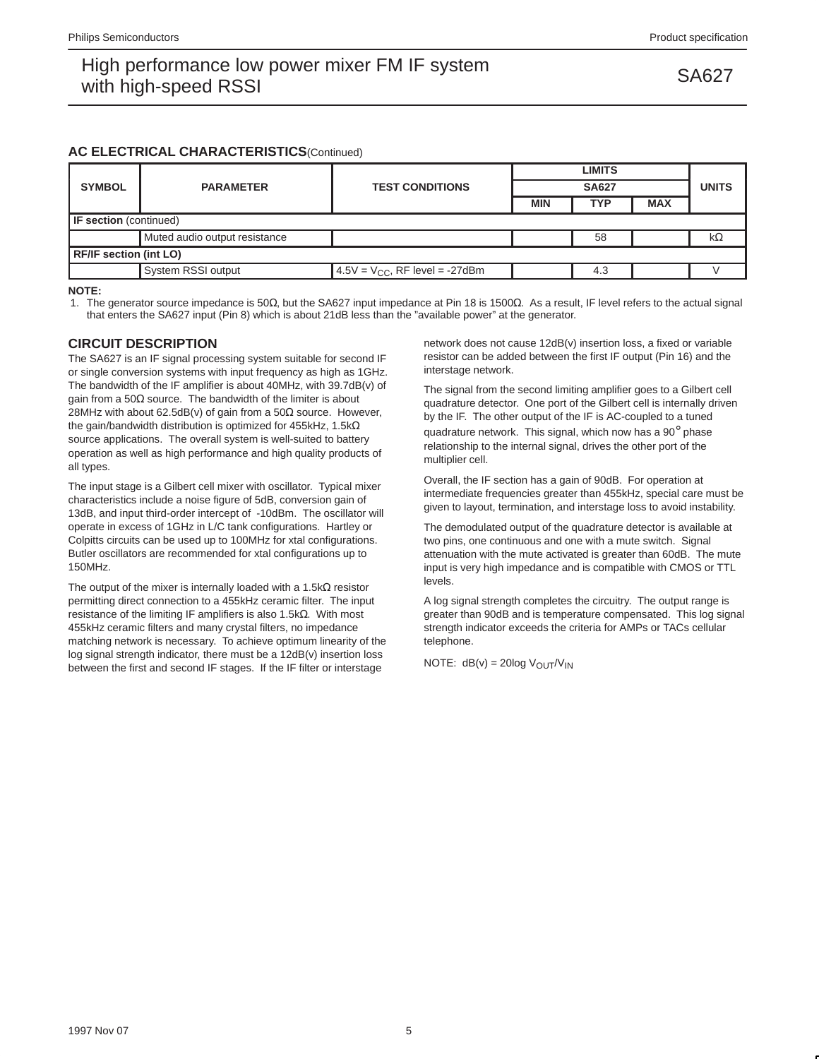## AC ELECTRICAL CHARACTERISTICS (Continued)

| SYMBOL | PARAMETER | TEST CONDITIONS | LIMITS | | | UNITS |
|---|---|---|---|---|---|---|
| | | | SA627 | | | |
| | | | MIN | TYP | MAX | |
| **IF section** (continued) | | | | | | |
| | Muted audio output resistance | | | 58 | | kΩ |
| **RF/IF section (int LO)** | | | | | | |
| | System RSSI output | $4.5V = V_{CC}$, RF level = -27dBm | | 4.3 | | V |

**NOTE:**

1. The generator source impedance is 50Ω, but the SA627 input impedance at Pin 18 is 1500Ω. As a result, IF level refers to the actual signal that enters the SA627 input (Pin 8) which is about 21dB less than the "available power" at the generator.

## CIRCUIT DESCRIPTION

The SA627 is an IF signal processing system suitable for second IF or single conversion systems with input frequency as high as 1GHz. The bandwidth of the IF amplifier is about 40MHz, with 39.7dB(v) of gain from a 50Ω source. The bandwidth of the limiter is about 28MHz with about 62.5dB(v) of gain from a 50Ω source. However, the gain/bandwidth distribution is optimized for 455kHz, 1.5kΩ source applications. The overall system is well-suited to battery operation as well as high performance and high quality products of all types.

The input stage is a Gilbert cell mixer with oscillator. Typical mixer characteristics include a noise figure of 5dB, conversion gain of 13dB, and input third-order intercept of -10dBm. The oscillator will operate in excess of 1GHz in L/C tank configurations. Hartley or Colpitts circuits can be used up to 100MHz for xtal configurations. Butler oscillators are recommended for xtal configurations up to 150MHz.

The output of the mixer is internally loaded with a 1.5kΩ resistor permitting direct connection to a 455kHz ceramic filter. The input resistance of the limiting IF amplifiers is also 1.5kΩ. With most 455kHz ceramic filters and many crystal filters, no impedance matching network is necessary. To achieve optimum linearity of the log signal strength indicator, there must be a 12dB(v) insertion loss between the first and second IF stages. If the IF filter or interstage network does not cause 12dB(v) insertion loss, a fixed or variable resistor can be added between the first IF output (Pin 16) and the interstage network.

The signal from the second limiting amplifier goes to a Gilbert cell quadrature detector. One port of the Gilbert cell is internally driven by the IF. The other output of the IF is AC-coupled to a tuned quadrature network. This signal, which now has a 90° phase relationship to the internal signal, drives the other port of the multiplier cell.

Overall, the IF section has a gain of 90dB. For operation at intermediate frequencies greater than 455kHz, special care must be given to layout, termination, and interstage loss to avoid instability.

The demodulated output of the quadrature detector is available at two pins, one continuous and one with a mute switch. Signal attenuation with the mute activated is greater than 60dB. The mute input is very high impedance and is compatible with CMOS or TTL levels.

A log signal strength completes the circuitry. The output range is greater than 90dB and is temperature compensated. This log signal strength indicator exceeds the criteria for AMPs or TACs cellular telephone.

NOTE: dB(v) = 20log $V_{OUT}/V_{IN}$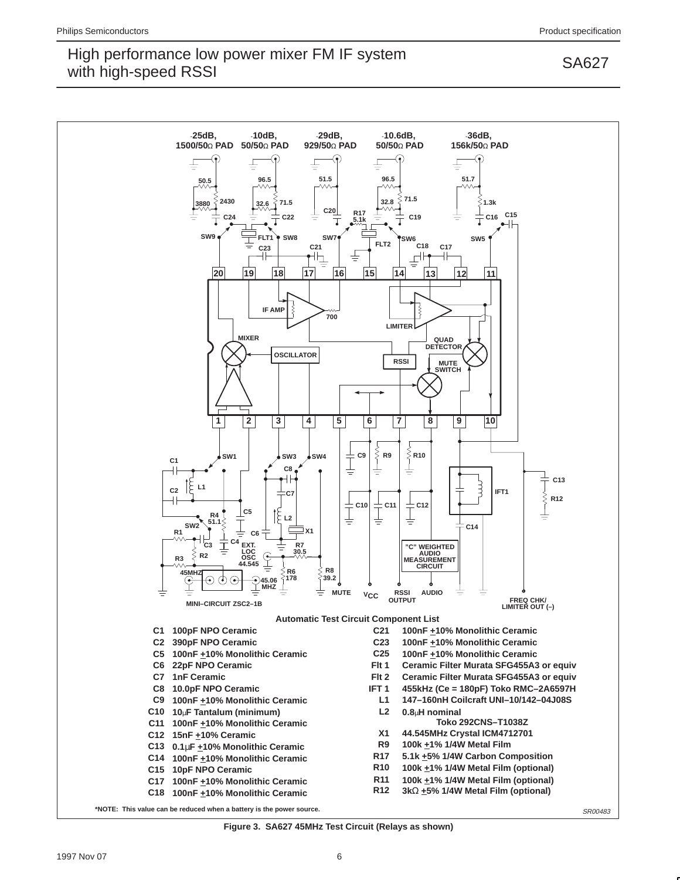## Automatic Test Circuit Component List

| | | | |
|---|---|---|---|
| C1 | 100pF NPO Ceramic | C21 | 100nF ±10% Monolithic Ceramic |
| C2 | 390pF NPO Ceramic | C23 | 100nF ±10% Monolithic Ceramic |
| C5 | 100nF ±10% Monolithic Ceramic | C25 | 100nF ±10% Monolithic Ceramic |
| C6 | 22pF NPO Ceramic | Flt 1 | Ceramic Filter Murata SFG455A3 or equiv |
| C7 | 1nF Ceramic | Flt 2 | Ceramic Filter Murata SFG455A3 or equiv |
| C8 | 10.0pF NPO Ceramic | IFT 1 | 455kHz (Ce = 180pF) Toko RMC–2A6597H |
| C9 | 100nF ±10% Monolithic Ceramic | L1 | 147–160nH Coilcraft UNI–10/142–04J08S |
| C10 | 10μF Tantalum (minimum) | L2 | 0.8μH nominal Toko 292CNS–T1038Z |
| C11 | 100nF ±10% Monolithic Ceramic | X1 | 44.545MHz Crystal ICM4712701 |
| C12 | 15nF ±10% Ceramic | R9 | 100k ±1% 1/4W Metal Film |
| C13 | 0.1μF ±10% Monolithic Ceramic | R17 | 5.1k ±5% 1/4W Carbon Composition |
| C14 | 100nF ±10% Monolithic Ceramic | R10 | 100k ±1% 1/4W Metal Film (optional) |
| C15 | 10pF NPO Ceramic | R11 | 100k ±1% 1/4W Metal Film (optional) |
| C17 | 100nF ±10% Monolithic Ceramic | R12 | 3kΩ ±5% 1/4W Metal Film (optional) |
| C18 | 100nF ±10% Monolithic Ceramic | | |

*NOTE: This value can be reduced when a battery is the power source.

SR00483

Figure 3. SA627 45MHz Test Circuit (Relays as shown)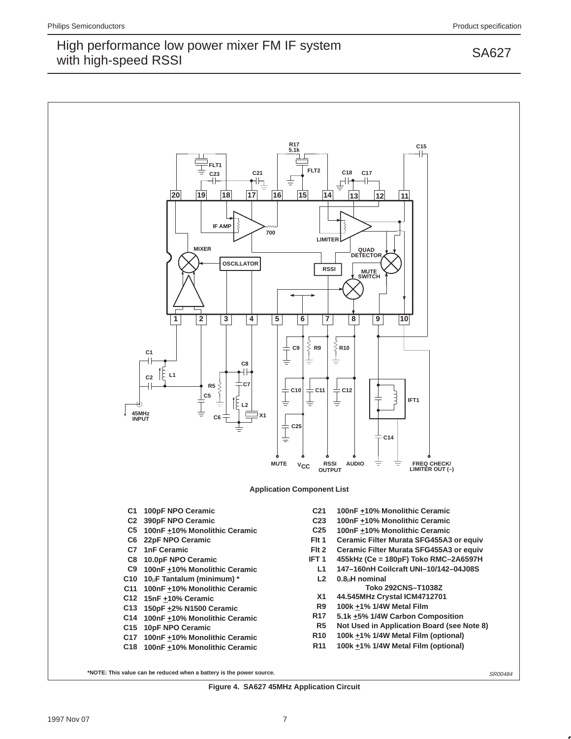**Application Component List**

| | | | |
|---|---|---|---|
| C1 | 100pF NPO Ceramic | C21 | 100nF ±10% Monolithic Ceramic |
| C2 | 390pF NPO Ceramic | C23 | 100nF ±10% Monolithic Ceramic |
| C5 | 100nF ±10% Monolithic Ceramic | C25 | 100nF ±10% Monolithic Ceramic |
| C6 | 22pF NPO Ceramic | Flt 1 | Ceramic Filter Murata SFG455A3 or equiv |
| C7 | 1nF Ceramic | Flt 2 | Ceramic Filter Murata SFG455A3 or equiv |
| C8 | 10.0pF NPO Ceramic | IFT 1 | 455kHz (Ce = 180pF) Toko RMC–2A6597H |
| C9 | 100nF ±10% Monolithic Ceramic | L1 | 147–160nH Coilcraft UNI–10/142–04J08S |
| C10 | 10μF Tantalum (minimum) * | L2 | 0.8μH nominal Toko 292CNS–T1038Z |
| C11 | 100nF ±10% Monolithic Ceramic | X1 | 44.545MHz Crystal ICM4712701 |
| C12 | 15nF ±10% Ceramic | R9 | 100k ±1% 1/4W Metal Film |
| C13 | 150pF ±2% N1500 Ceramic | R17 | 5.1k ±5% 1/4W Carbon Composition |
| C14 | 100nF ±10% Monolithic Ceramic | R5 | Not Used in Application Board (see Note 8) |
| C15 | 10pF NPO Ceramic | R10 | 100k ±1% 1/4W Metal Film (optional) |
| C17 | 100nF ±10% Monolithic Ceramic | R11 | 100k ±1% 1/4W Metal Film (optional) |
| C18 | 100nF ±10% Monolithic Ceramic | | |

*NOTE: This value can be reduced when a battery is the power source.

SR00484

**Figure 4. SA627 45MHz Application Circuit**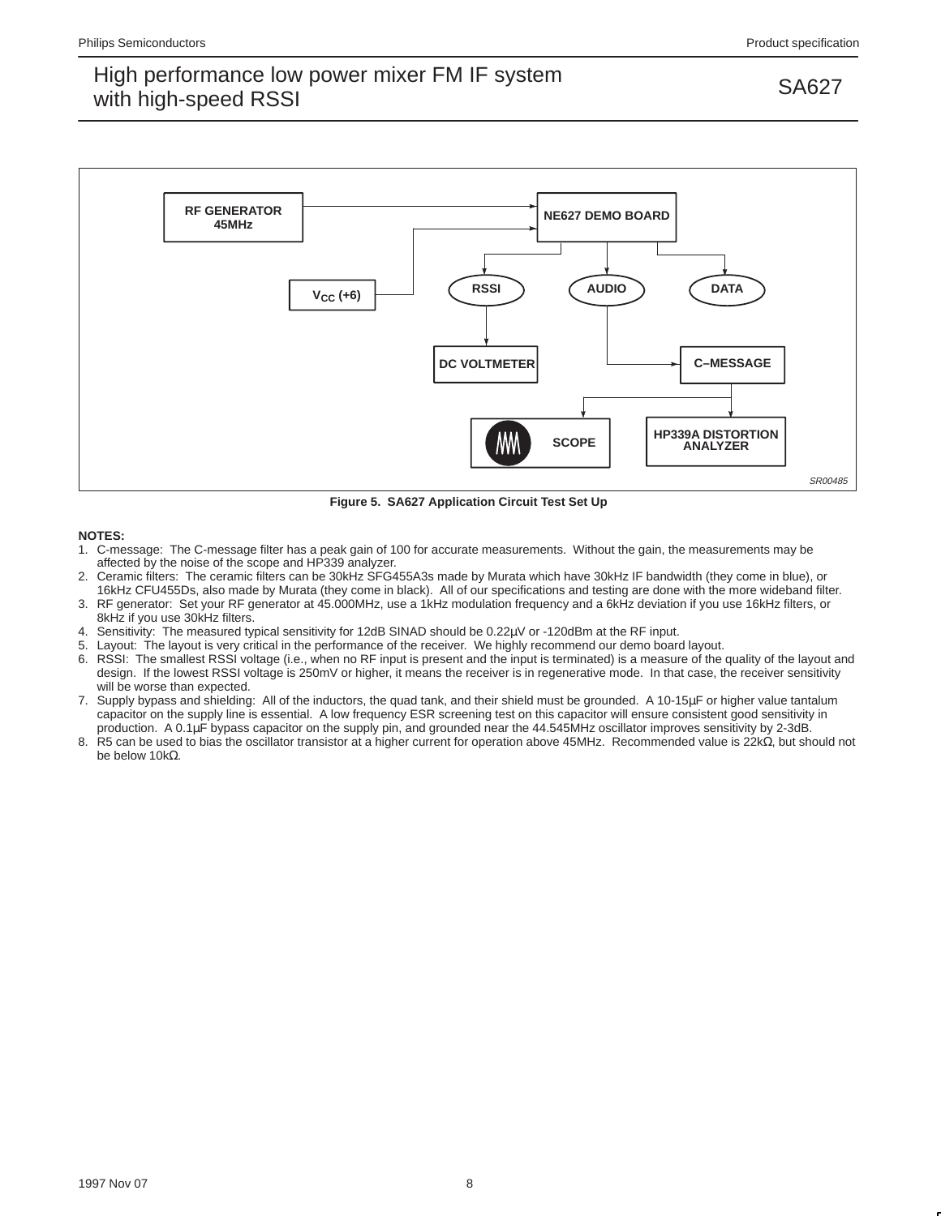Figure 5. SA627 Application Circuit Test Set Up

**NOTES:**

1. C-message: The C-message filter has a peak gain of 100 for accurate measurements. Without the gain, the measurements may be affected by the noise of the scope and HP339 analyzer.
2. Ceramic filters: The ceramic filters can be 30kHz SFG455A3s made by Murata which have 30kHz IF bandwidth (they come in blue), or 16kHz CFU455Ds, also made by Murata (they come in black). All of our specifications and testing are done with the more wideband filter.
3. RF generator: Set your RF generator at 45.000MHz, use a 1kHz modulation frequency and a 6kHz deviation if you use 16kHz filters, or 8kHz if you use 30kHz filters.
4. Sensitivity: The measured typical sensitivity for 12dB SINAD should be 0.22µV or -120dBm at the RF input.
5. Layout: The layout is very critical in the performance of the receiver. We highly recommend our demo board layout.
6. RSSI: The smallest RSSI voltage (i.e., when no RF input is present and the input is terminated) is a measure of the quality of the layout and design. If the lowest RSSI voltage is 250mV or higher, it means the receiver is in regenerative mode. In that case, the receiver sensitivity will be worse than expected.
7. Supply bypass and shielding: All of the inductors, the quad tank, and their shield must be grounded. A 10-15µF or higher value tantalum capacitor on the supply line is essential. A low frequency ESR screening test on this capacitor will ensure consistent good sensitivity in production. A 0.1µF bypass capacitor on the supply pin, and grounded near the 44.545MHz oscillator improves sensitivity by 2-3dB.
8. R5 can be used to bias the oscillator transistor at a higher current for operation above 45MHz. Recommended value is 22kΩ, but should not be below 10kΩ.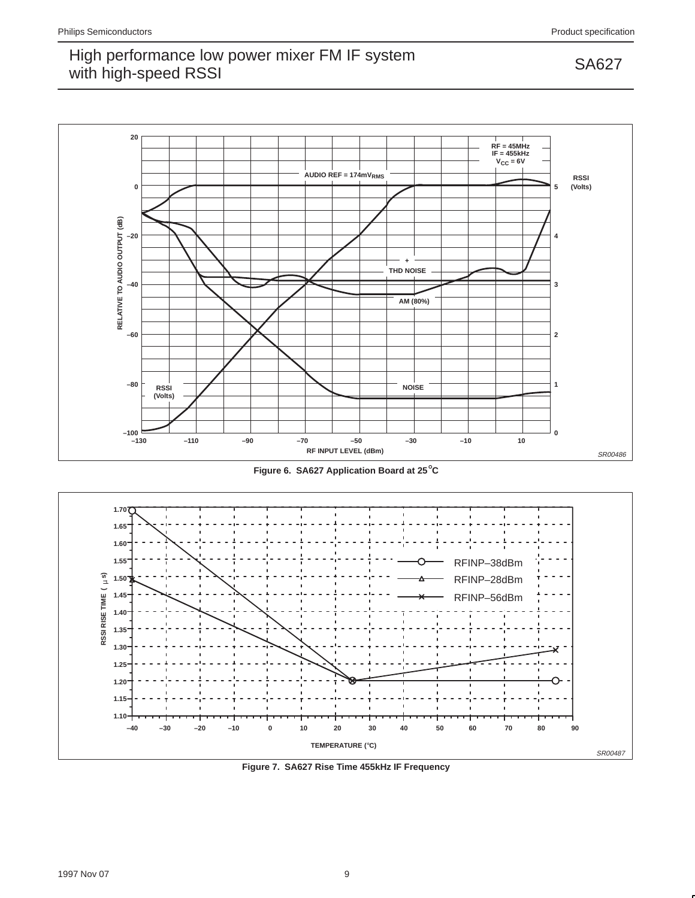Figure 6. SA627 Application Board at 25°C

Figure 7. SA627 Rise Time 455kHz IF Frequency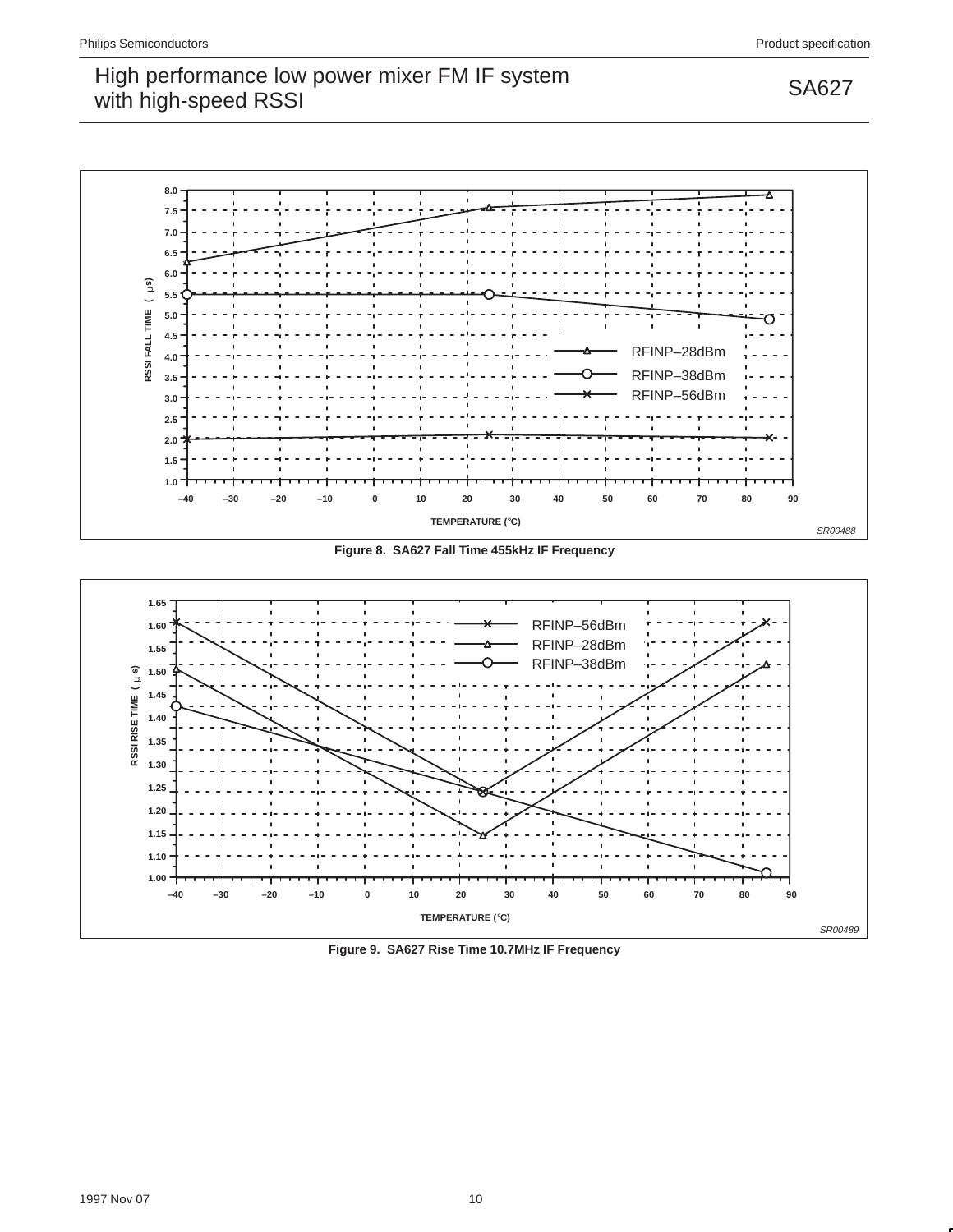Figure 8.  SA627 Fall Time 455kHz IF Frequency

Figure 9.  SA627 Rise Time 10.7MHz IF Frequency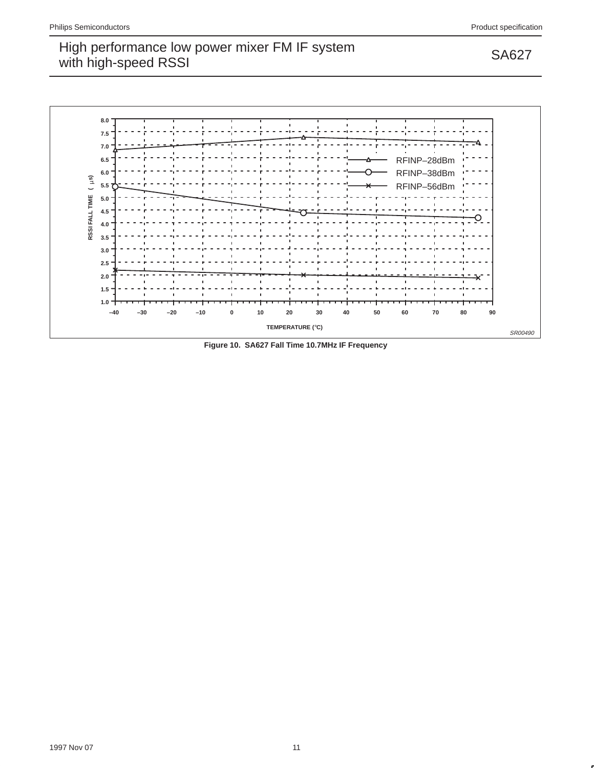Figure 10. SA627 Fall Time 10.7MHz IF Frequency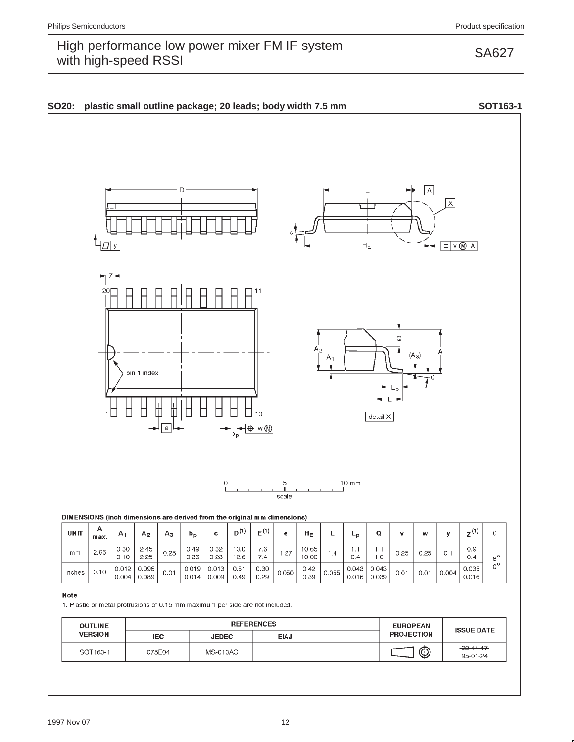## SO20: plastic small outline package; 20 leads; body width 7.5 mm — SOT163-1

0 — 5 — 10 mm
scale

**DIMENSIONS (inch dimensions are derived from the original mm dimensions)**

| UNIT | A max. | $A_1$ | $A_2$ | $A_3$ | $b_p$ | c | $D^{(1)}$ | $E^{(1)}$ | e | $H_E$ | L | $L_p$ | Q | v | w | y | $Z^{(1)}$ | θ |
|---|---|---|---|---|---|---|---|---|---|---|---|---|---|---|---|---|---|---|
| mm | 2.65 | 0.30<br>0.10 | 2.45<br>2.25 | 0.25 | 0.49<br>0.36 | 0.32<br>0.23 | 13.0<br>12.6 | 7.6<br>7.4 | 1.27 | 10.65<br>10.00 | 1.4 | 1.1<br>0.4 | 1.1<br>1.0 | 0.25 | 0.25 | 0.1 | 0.9<br>0.4 | 8°<br>0° |
| inches | 0.10 | 0.012<br>0.004 | 0.096<br>0.089 | 0.01 | 0.019<br>0.014 | 0.013<br>0.009 | 0.51<br>0.49 | 0.30<br>0.29 | 0.050 | 0.42<br>0.39 | 0.055 | 0.043<br>0.016 | 0.043<br>0.039 | 0.01 | 0.01 | 0.004 | 0.035<br>0.016 | |

**Note**

1. Plastic or metal protrusions of 0.15 mm maximum per side are not included.

| OUTLINE VERSION | REFERENCES | | | | EUROPEAN PROJECTION | ISSUE DATE |
|---|---|---|---|---|---|---|
| | IEC | JEDEC | EIAJ | | | |
| SOT163-1 | 075E04 | MS-013AC | | | | ~~92-11-17~~<br>95-01-24 |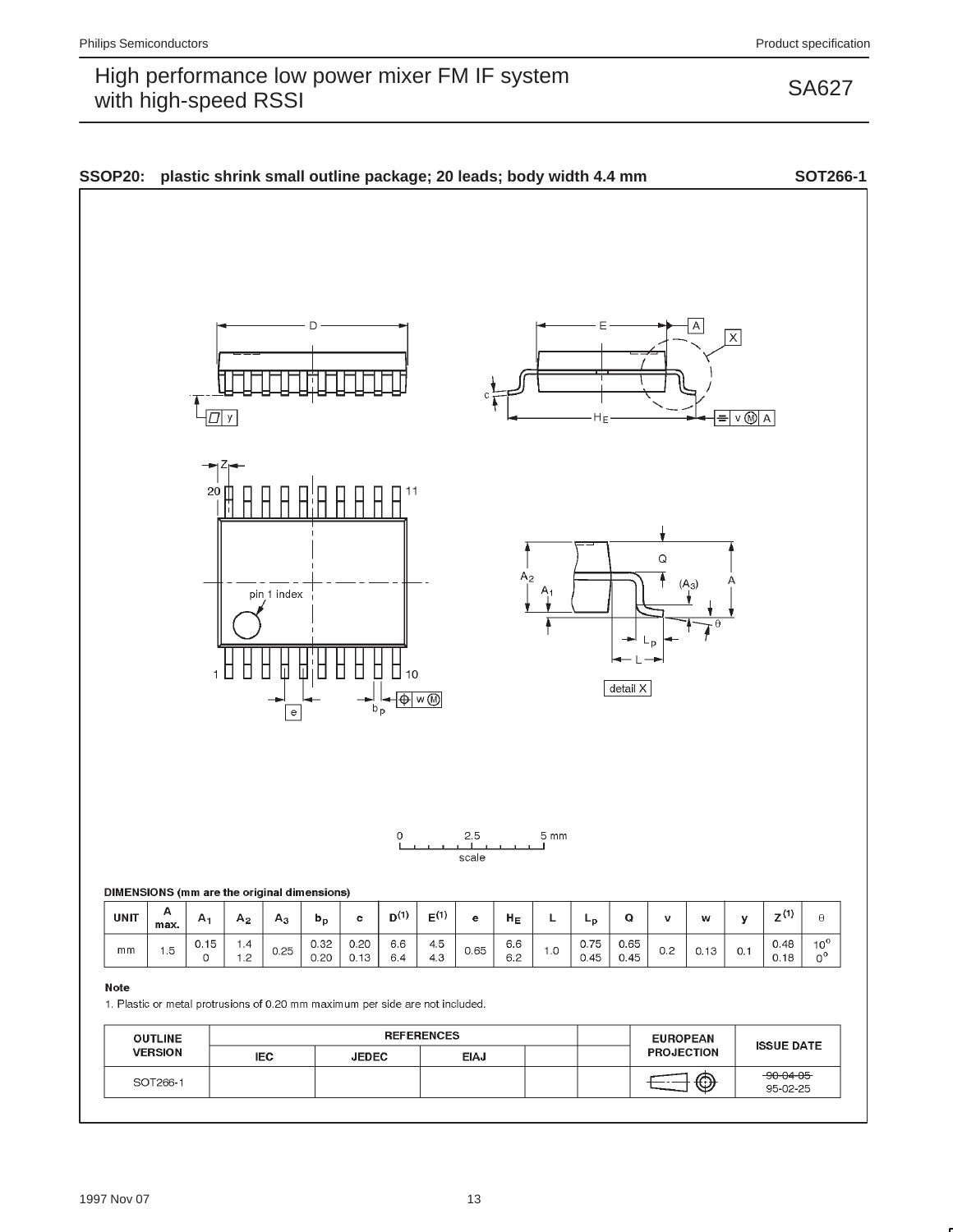**SSOP20: plastic shrink small outline package; 20 leads; body width 4.4 mm** **SOT266-1**

DIMENSIONS (mm are the original dimensions)

| UNIT | A max. | $A_1$ | $A_2$ | $A_3$ | $b_p$ | c | $D^{(1)}$ | $E^{(1)}$ | e | $H_E$ | L | $L_p$ | Q | v | w | y | $Z^{(1)}$ | θ |
|---|---|---|---|---|---|---|---|---|---|---|---|---|---|---|---|---|---|---|
| mm | 1.5 | 0.15<br>0 | 1.4<br>1.2 | 0.25 | 0.32<br>0.20 | 0.20<br>0.13 | 6.6<br>6.4 | 4.5<br>4.3 | 0.65 | 6.6<br>6.2 | 1.0 | 0.75<br>0.45 | 0.65<br>0.45 | 0.2 | 0.13 | 0.1 | 0.48<br>0.18 | 10°<br>0° |

**Note**

1. Plastic or metal protrusions of 0.20 mm maximum per side are not included.

| OUTLINE VERSION | REFERENCES | | | | | EUROPEAN PROJECTION | ISSUE DATE |
|---|---|---|---|---|---|---|---|
| | IEC | JEDEC | EIAJ | | | | |
| SOT266-1 | | | | | | | ~~90-04-05~~<br>95-02-25 |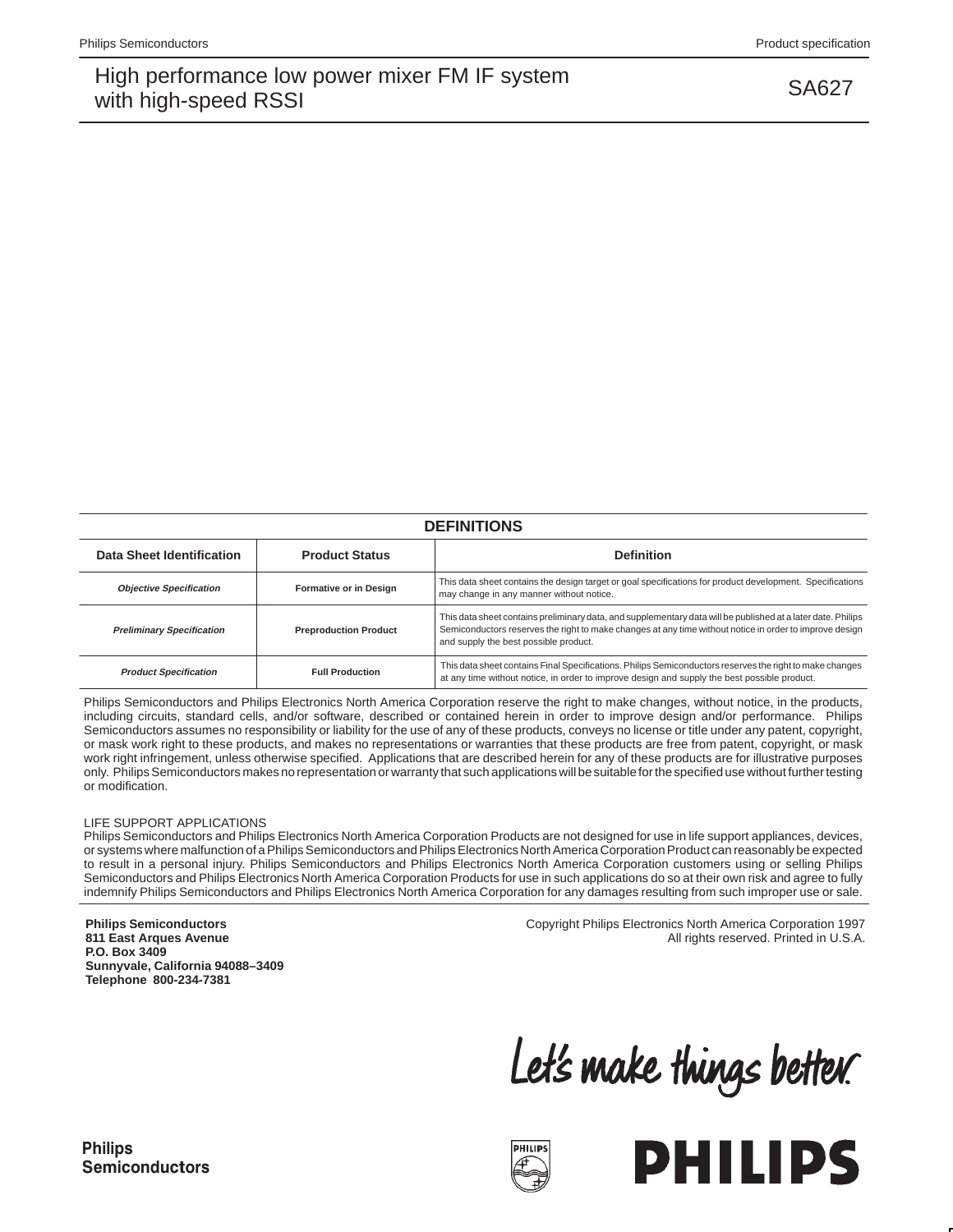## DEFINITIONS

| Data Sheet Identification | Product Status | Definition |
|---|---|---|
| *Objective Specification* | Formative or in Design | This data sheet contains the design target or goal specifications for product development. Specifications may change in any manner without notice. |
| *Preliminary Specification* | Preproduction Product | This data sheet contains preliminary data, and supplementary data will be published at a later date. Philips Semiconductors reserves the right to make changes at any time without notice in order to improve design and supply the best possible product. |
| *Product Specification* | Full Production | This data sheet contains Final Specifications. Philips Semiconductors reserves the right to make changes at any time without notice, in order to improve design and supply the best possible product. |

Philips Semiconductors and Philips Electronics North America Corporation reserve the right to make changes, without notice, in the products, including circuits, standard cells, and/or software, described or contained herein in order to improve design and/or performance. Philips Semiconductors assumes no responsibility or liability for the use of any of these products, conveys no license or title under any patent, copyright, or mask work right to these products, and makes no representations or warranties that these products are free from patent, copyright, or mask work right infringement, unless otherwise specified. Applications that are described herein for any of these products are for illustrative purposes only. Philips Semiconductors makes no representation or warranty that such applications will be suitable for the specified use without further testing or modification.

LIFE SUPPORT APPLICATIONS
Philips Semiconductors and Philips Electronics North America Corporation Products are not designed for use in life support appliances, devices, or systems where malfunction of a Philips Semiconductors and Philips Electronics North America Corporation Product can reasonably be expected to result in a personal injury. Philips Semiconductors and Philips Electronics North America Corporation customers using or selling Philips Semiconductors and Philips Electronics North America Corporation Products for use in such applications do so at their own risk and agree to fully indemnify Philips Semiconductors and Philips Electronics North America Corporation for any damages resulting from such improper use or sale.

**Philips Semiconductors**
**811 East Arques Avenue**
**P.O. Box 3409**
**Sunnyvale, California 94088–3409**
**Telephone 800-234-7381**

Copyright Philips Electronics North America Corporation 1997
All rights reserved. Printed in U.S.A.

Let's make things better.

**Philips Semiconductors**

**PHILIPS**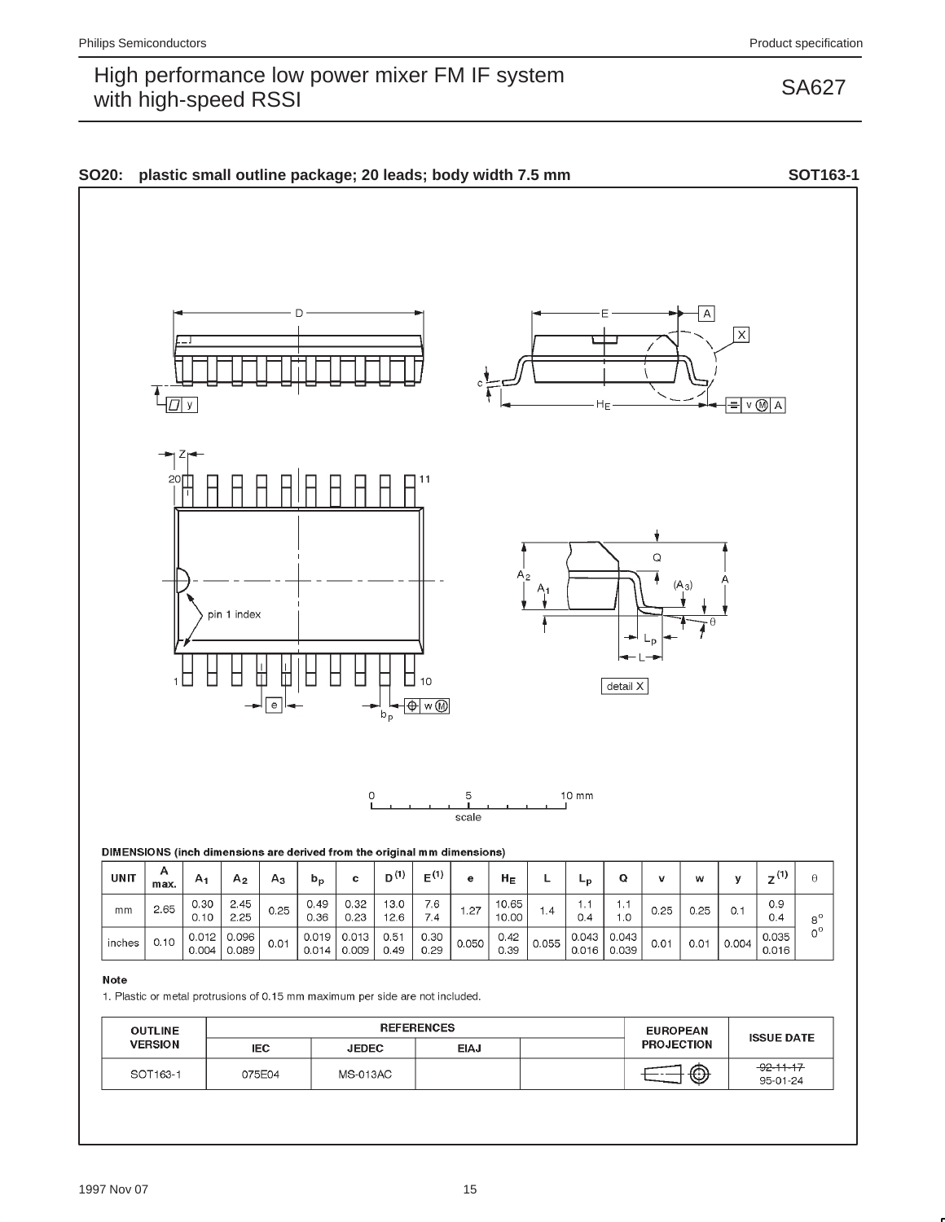## SO20: plastic small outline package; 20 leads; body width 7.5 mm — SOT163-1

DIMENSIONS (inch dimensions are derived from the original mm dimensions)

| UNIT | A max. | $A_1$ | $A_2$ | $A_3$ | $b_p$ | c | $D^{(1)}$ | $E^{(1)}$ | e | $H_E$ | L | $L_p$ | Q | v | w | y | $Z^{(1)}$ | θ |
|---|---|---|---|---|---|---|---|---|---|---|---|---|---|---|---|---|---|---|
| mm | 2.65 | 0.30<br>0.10 | 2.45<br>2.25 | 0.25 | 0.49<br>0.36 | 0.32<br>0.23 | 13.0<br>12.6 | 7.6<br>7.4 | 1.27 | 10.65<br>10.00 | 1.4 | 1.1<br>0.4 | 1.1<br>1.0 | 0.25 | 0.25 | 0.1 | 0.9<br>0.4 | 8°<br>0° |
| inches | 0.10 | 0.012<br>0.004 | 0.096<br>0.089 | 0.01 | 0.019<br>0.014 | 0.013<br>0.009 | 0.51<br>0.49 | 0.30<br>0.29 | 0.050 | 0.42<br>0.39 | 0.055 | 0.043<br>0.016 | 0.043<br>0.039 | 0.01 | 0.01 | 0.004 | 0.035<br>0.016 | |

**Note**

1. Plastic or metal protrusions of 0.15 mm maximum per side are not included.

| OUTLINE VERSION | REFERENCES | | | | EUROPEAN PROJECTION | ISSUE DATE |
|---|---|---|---|---|---|---|
| | IEC | JEDEC | EIAJ | | | |
| SOT163-1 | 075E04 | MS-013AC | | | | ~~92-11-17~~<br>95-01-24 |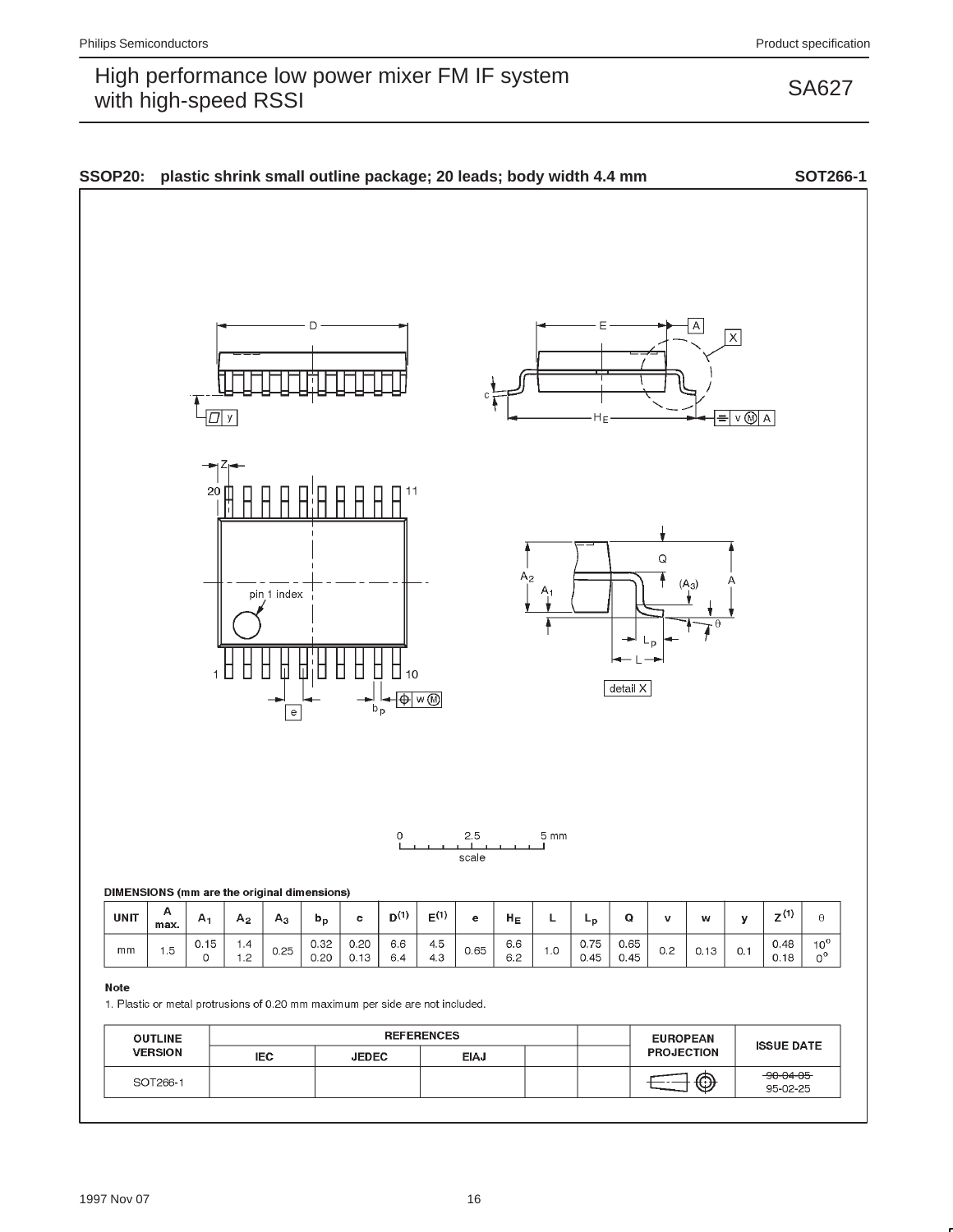## SSOP20: plastic shrink small outline package; 20 leads; body width 4.4 mm — SOT266-1

D
E
A
X
c
$H_E$
v M A
y
Z
20
11
pin 1 index
1
10
e
$b_p$
w M
$A_2$
$A_1$
Q
$(A_3)$
A
θ
$L_p$
L
detail X

0
2.5
5 mm
scale

**DIMENSIONS (mm are the original dimensions)**

| UNIT | A max. | $A_1$ | $A_2$ | $A_3$ | $b_p$ | c | $D^{(1)}$ | $E^{(1)}$ | e | $H_E$ | L | $L_p$ | Q | v | w | y | $Z^{(1)}$ | θ |
|---|---|---|---|---|---|---|---|---|---|---|---|---|---|---|---|---|---|---|
| mm | 1.5 | 0.15<br>0 | 1.4<br>1.2 | 0.25 | 0.32<br>0.20 | 0.20<br>0.13 | 6.6<br>6.4 | 4.5<br>4.3 | 0.65 | 6.6<br>6.2 | 1.0 | 0.75<br>0.45 | 0.65<br>0.45 | 0.2 | 0.13 | 0.1 | 0.48<br>0.18 | 10°<br>0° |

**Note**

1. Plastic or metal protrusions of 0.20 mm maximum per side are not included.

| OUTLINE VERSION | REFERENCES | | | | | EUROPEAN PROJECTION | ISSUE DATE |
|---|---|---|---|---|---|---|---|
| | IEC | JEDEC | EIAJ | | | | |
| SOT266-1 | | | | | | | ~~90-04-05~~<br>95-02-25 |